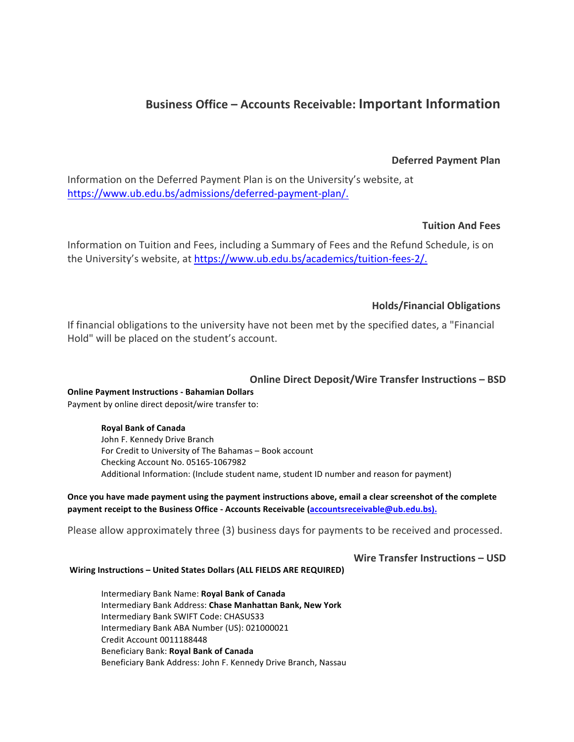# Business Office – Accounts Receivable: Important Information

## Deferred Payment Plan

Information on the Deferred Payment Plan is on the University's website, at https://www.ub.edu.bs/admissions/deferred-payment-plan/.

## Tuition And Fees

Information on Tuition and Fees, including a Summary of Fees and the Refund Schedule, is on the University's website, at https://www.ub.edu.bs/academics/tuition-fees-2/.

## Holds/Financial Obligations

If financial obligations to the university have not been met by the specified dates, a "Financial Hold" will be placed on the student's account.

## Online Direct Deposit/Wire Transfer Instructions – BSD

**Online Payment Instructions - Bahamian Dollars**

Payment by online direct deposit/wire transfer to:

> **Royal Bank of Canada**
> John F. Kennedy Drive Branch
> For Credit to University of The Bahamas – Book account
> Checking Account No. 05165-1067982
> Additional Information: (Include student name, student ID number and reason for payment)

**Once you have made payment using the payment instructions above, email a clear screenshot of the complete payment receipt to the Business Office - Accounts Receivable (accountsreceivable@ub.edu.bs).**

Please allow approximately three (3) business days for payments to be received and processed.

## Wire Transfer Instructions – USD

**Wiring Instructions – United States Dollars (ALL FIELDS ARE REQUIRED)**

> Intermediary Bank Name: **Royal Bank of Canada**
> Intermediary Bank Address: **Chase Manhattan Bank, New York**
> Intermediary Bank SWIFT Code: CHASUS33
> Intermediary Bank ABA Number (US): 021000021
> Credit Account 0011188448
> Beneficiary Bank: **Royal Bank of Canada**
> Beneficiary Bank Address: John F. Kennedy Drive Branch, Nassau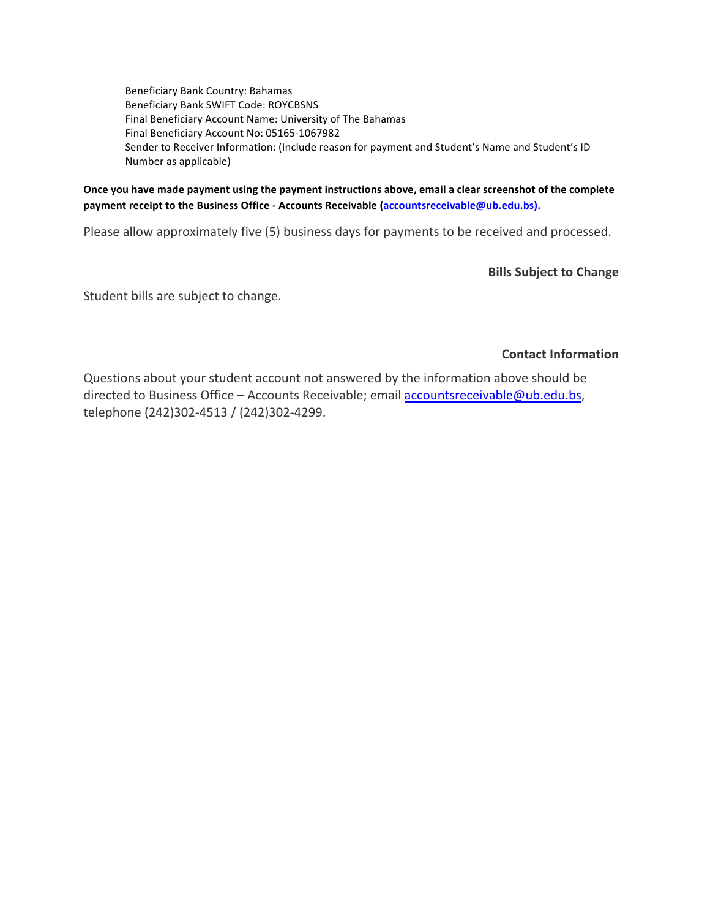Beneficiary Bank Country: Bahamas
Beneficiary Bank SWIFT Code: ROYCBSNS
Final Beneficiary Account Name: University of The Bahamas
Final Beneficiary Account No: 05165-1067982
Sender to Receiver Information: (Include reason for payment and Student's Name and Student's ID Number as applicable)

**Once you have made payment using the payment instructions above, email a clear screenshot of the complete payment receipt to the Business Office - Accounts Receivable (accountsreceivable@ub.edu.bs).**

Please allow approximately five (5) business days for payments to be received and processed.

### Bills Subject to Change

Student bills are subject to change.

### Contact Information

Questions about your student account not answered by the information above should be directed to Business Office – Accounts Receivable; email accountsreceivable@ub.edu.bs, telephone (242)302-4513 / (242)302-4299.